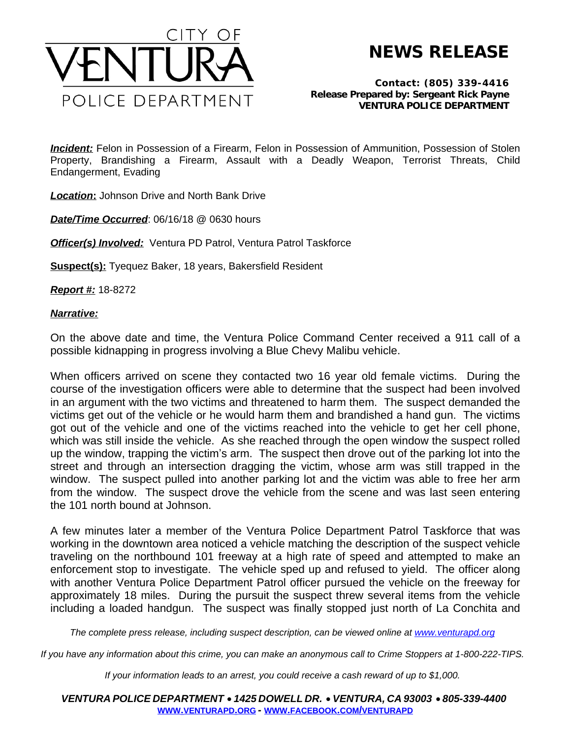# CITY OF VENTURA POLICE DEPARTMENT

# NEWS RELEASE

**Contact: (805) 339-4416**
**Release Prepared by: Sergeant Rick Payne**
**VENTURA POLICE DEPARTMENT**

***Incident:*** Felon in Possession of a Firearm, Felon in Possession of Ammunition, Possession of Stolen Property, Brandishing a Firearm, Assault with a Deadly Weapon, Terrorist Threats, Child Endangerment, Evading

***Location*:** Johnson Drive and North Bank Drive

***Date/Time Occurred***: 06/16/18 @ 0630 hours

***Officer(s) Involved:*** Ventura PD Patrol, Ventura Patrol Taskforce

**Suspect(s):** Tyequez Baker, 18 years, Bakersfield Resident

***Report #:*** 18-8272

***Narrative:***

On the above date and time, the Ventura Police Command Center received a 911 call of a possible kidnapping in progress involving a Blue Chevy Malibu vehicle.

When officers arrived on scene they contacted two 16 year old female victims. During the course of the investigation officers were able to determine that the suspect had been involved in an argument with the two victims and threatened to harm them. The suspect demanded the victims get out of the vehicle or he would harm them and brandished a hand gun. The victims got out of the vehicle and one of the victims reached into the vehicle to get her cell phone, which was still inside the vehicle. As she reached through the open window the suspect rolled up the window, trapping the victim's arm. The suspect then drove out of the parking lot into the street and through an intersection dragging the victim, whose arm was still trapped in the window. The suspect pulled into another parking lot and the victim was able to free her arm from the window. The suspect drove the vehicle from the scene and was last seen entering the 101 north bound at Johnson.

A few minutes later a member of the Ventura Police Department Patrol Taskforce that was working in the downtown area noticed a vehicle matching the description of the suspect vehicle traveling on the northbound 101 freeway at a high rate of speed and attempted to make an enforcement stop to investigate. The vehicle sped up and refused to yield. The officer along with another Ventura Police Department Patrol officer pursued the vehicle on the freeway for approximately 18 miles. During the pursuit the suspect threw several items from the vehicle including a loaded handgun. The suspect was finally stopped just north of La Conchita and

*The complete press release, including suspect description, can be viewed online at www.venturapd.org*

*If you have any information about this crime, you can make an anonymous call to Crime Stoppers at 1-800-222-TIPS.*

*If your information leads to an arrest, you could receive a cash reward of up to $1,000.*

***VENTURA POLICE DEPARTMENT • 1425 DOWELL DR. • VENTURA, CA 93003 • 805-339-4400***
**WWW.VENTURAPD.ORG - WWW.FACEBOOK.COM/VENTURAPD**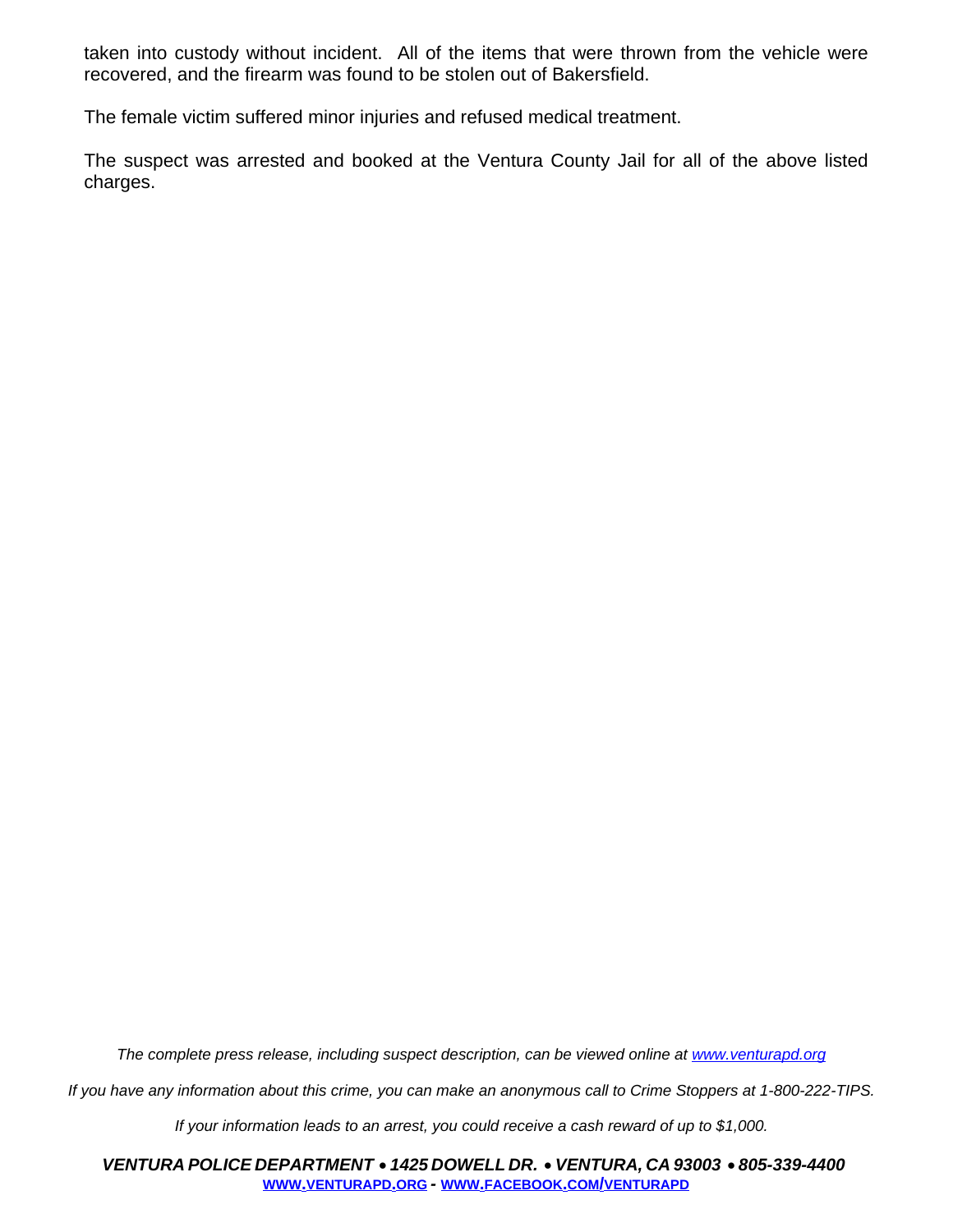taken into custody without incident. All of the items that were thrown from the vehicle were recovered, and the firearm was found to be stolen out of Bakersfield.

The female victim suffered minor injuries and refused medical treatment.

The suspect was arrested and booked at the Ventura County Jail for all of the above listed charges.

*The complete press release, including suspect description, can be viewed online at [www.venturapd.org](http://www.venturapd.org)*

*If you have any information about this crime, you can make an anonymous call to Crime Stoppers at 1-800-222-TIPS.*

*If your information leads to an arrest, you could receive a cash reward of up to $1,000.*

***VENTURA POLICE DEPARTMENT • 1425 DOWELL DR. • VENTURA, CA 93003 • 805-339-4400***

**[WWW.VENTURAPD.ORG](http://www.venturapd.org) - [WWW.FACEBOOK.COM/VENTURAPD](http://www.facebook.com/venturapd)**